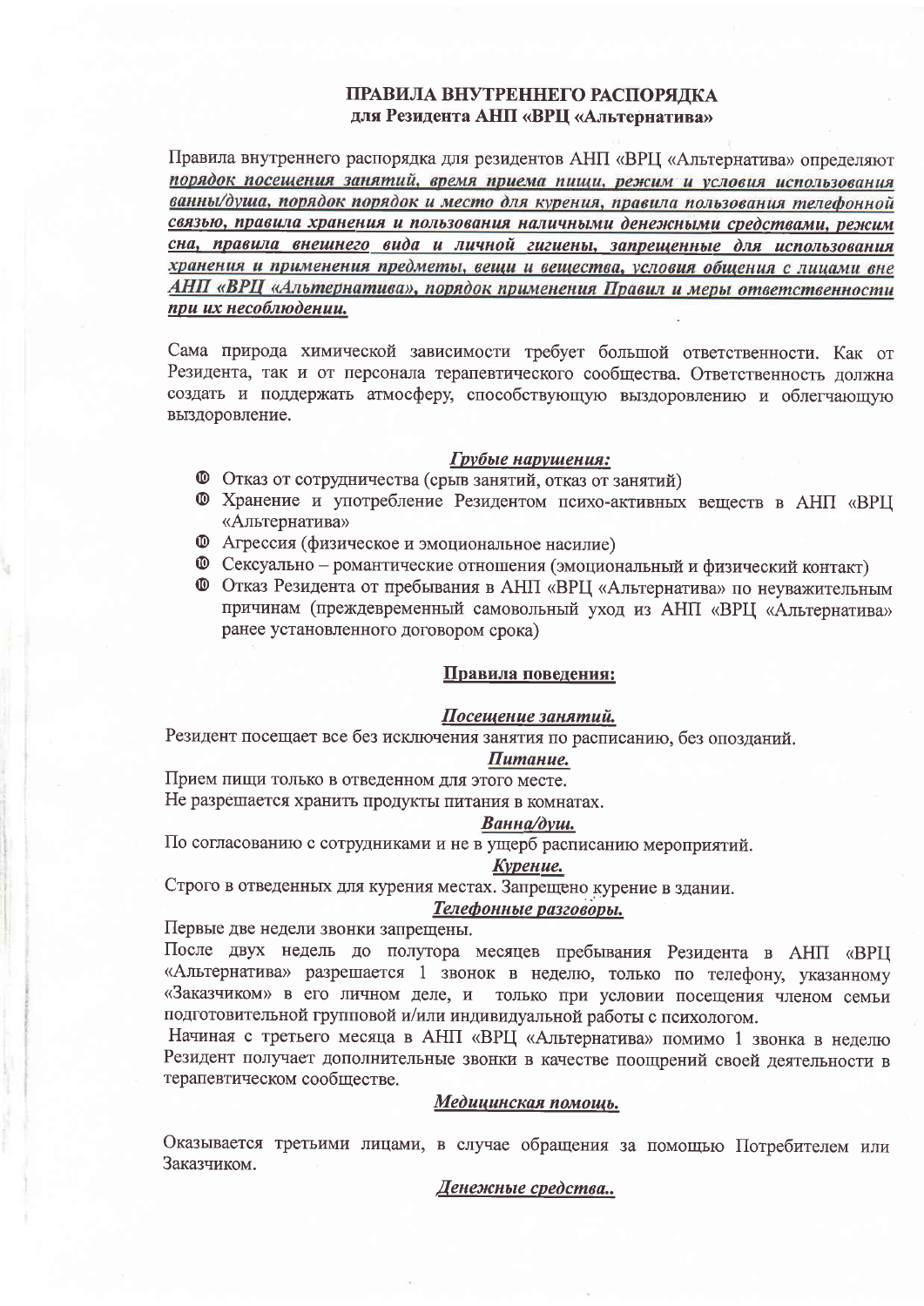## ПРАВИЛА ВНУТРЕННЕГО РАСПОРЯДКА
## для Резидента АНП «ВРЦ «Альтернатива»

Правила внутреннего распорядка для резидентов АНП «ВРЦ «Альтернатива» определяют ***порядок посещения занятий, время приема пищи, режим и условия использования ванны/душа, порядок порядок и место для курения, правила пользования телефонной связью, правила хранения и пользования наличными денежными средствами, режим сна, правила внешнего вида и личной гигиены, запрещенные для использования хранения и применения предметы, вещи и вещества, условия общения с лицами вне АНП «ВРЦ «Альтернатива», порядок применения Правил и меры ответственности при их несоблюдении.***

Сама природа химической зависимости требует большой ответственности. Как от Резидента, так и от персонала терапевтического сообщества. Ответственность должна создать и поддержать атмосферу, способствующую выздоровлению и облегчающую выздоровление.

### *Грубые нарушения:*

- Отказ от сотрудничества (срыв занятий, отказ от занятий)
- Хранение и употребление Резидентом психо-активных веществ в АНП «ВРЦ «Альтернатива»
- Агрессия (физическое и эмоциональное насилие)
- Сексуально – романтические отношения (эмоциональный и физический контакт)
- Отказ Резидента от пребывания в АНП «ВРЦ «Альтернатива» по неуважительным причинам (преждевременный самовольный уход из АНП «ВРЦ «Альтернатива» ранее установленного договором срока)

### Правила поведения:

#### *Посещение занятий.*

Резидент посещает все без исключения занятия по расписанию, без опозданий.

#### *Питание.*

Прием пищи только в отведенном для этого месте.
Не разрешается хранить продукты питания в комнатах.

#### *Ванна/душ.*

По согласованию с сотрудниками и не в ущерб расписанию мероприятий.

#### *Курение.*

Строго в отведенных для курения местах. Запрещено курение в здании.

#### *Телефонные разговоры.*

Первые две недели звонки запрещены.

После двух недель до полутора месяцев пребывания Резидента в АНП «ВРЦ «Альтернатива» разрешается 1 звонок в неделю, только по телефону, указанному «Заказчиком» в его личном деле, и только при условии посещения членом семьи подготовительной групповой и/или индивидуальной работы с психологом.

Начиная с третьего месяца в АНП «ВРЦ «Альтернатива» помимо 1 звонка в неделю Резидент получает дополнительные звонки в качестве поощрений своей деятельности в терапевтическом сообществе.

#### *Медицинская помощь.*

Оказывается третьими лицами, в случае обращения за помощью Потребителем или Заказчиком.

#### *Денежные средства..*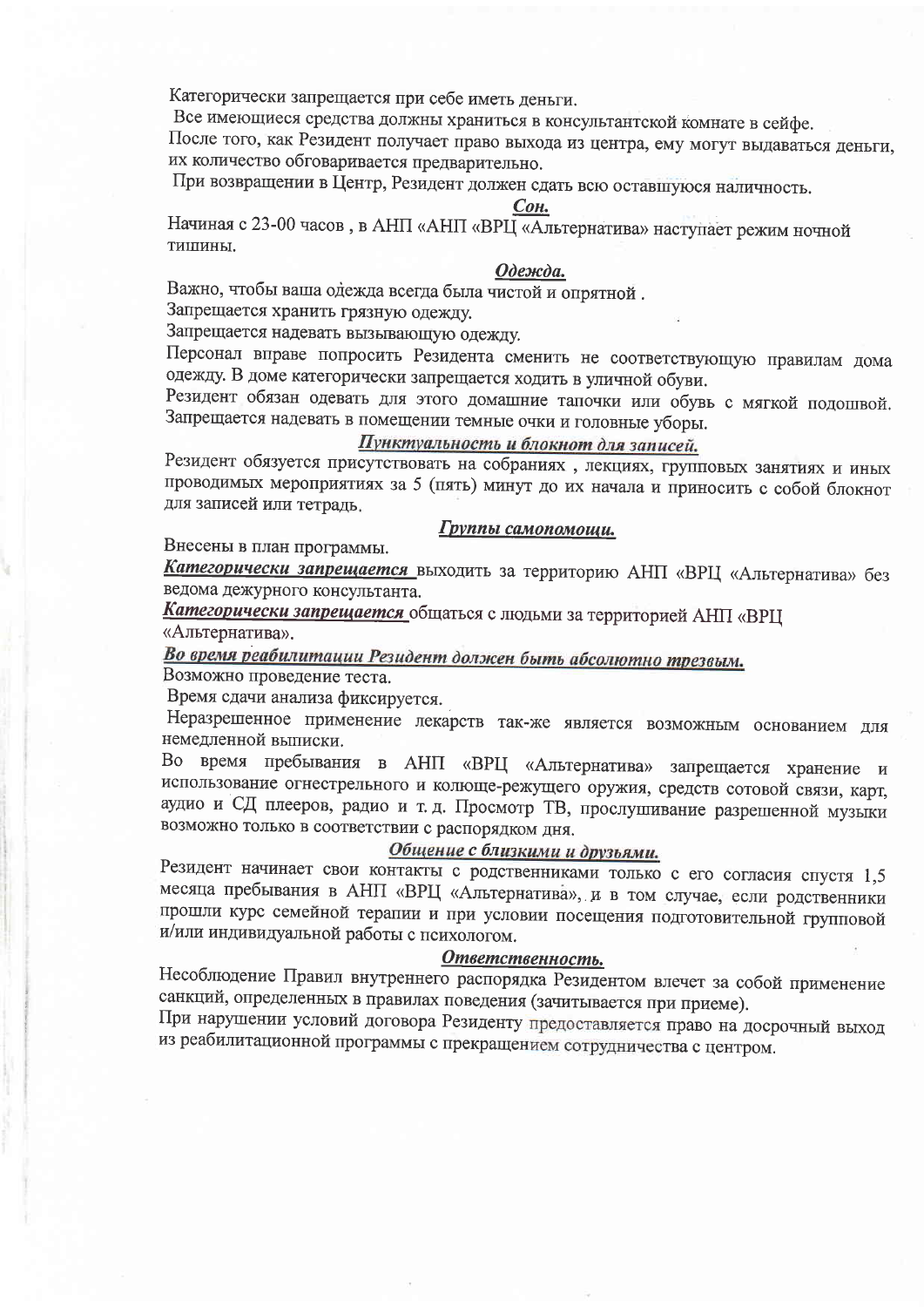Категорически запрещается при себе иметь деньги.

Все имеющиеся средства должны храниться в консультантской комнате в сейфе.

После того, как Резидент получает право выхода из центра, ему могут выдаваться деньги, их количество обговаривается предварительно.

При возвращении в Центр, Резидент должен сдать всю оставшуюся наличность.

***Сон.***

Начиная с 23-00 часов , в АНП «АНП «ВРЦ «Альтернатива» наступает режим ночной тишины.

***Одежда.***

Важно, чтобы ваша одежда всегда была чистой и опрятной .

Запрещается хранить грязную одежду.

Запрещается надевать вызывающую одежду.

Персонал вправе попросить Резидента сменить не соответствующую правилам дома одежду. В доме категорически запрещается ходить в уличной обуви.

Резидент обязан одевать для этого домашние тапочки или обувь с мягкой подошвой. Запрещается надевать в помещении темные очки и головные уборы.

***Пунктуальность и блокнот для записей.***

Резидент обязуется присутствовать на собраниях , лекциях, групповых занятиях и иных проводимых мероприятиях за 5 (пять) минут до их начала и приносить с собой блокнот для записей или тетрадь.

***Группы самопомощи.***

Внесены в план программы.

***Категорически запрещается*** выходить за территорию АНП «ВРЦ «Альтернатива» без ведома дежурного консультанта.

***Категорически запрещается*** общаться с людьми за территорией АНП «ВРЦ «Альтернатива».

***Во время реабилитации Резидент должен быть абсолютно трезвым.***

Возможно проведение теста.

Время сдачи анализа фиксируется.

Неразрешенное применение лекарств так-же является возможным основанием для немедленной выписки.

Во время пребывания в АНП «ВРЦ «Альтернатива» запрещается хранение и использование огнестрельного и колюще-режущего оружия, средств сотовой связи, карт, аудио и СД плееров, радио и т. д. Просмотр ТВ, прослушивание разрешенной музыки возможно только в соответствии с распорядком дня.

***Общение с близкими и друзьями.***

Резидент начинает свои контакты с родственниками только с его согласия спустя 1,5 месяца пребывания в АНП «ВРЦ «Альтернатива», и в том случае, если родственники прошли курс семейной терапии и при условии посещения подготовительной групповой и/или индивидуальной работы с психологом.

***Ответственность.***

Несоблюдение Правил внутреннего распорядка Резидентом влечет за собой применение санкций, определенных в правилах поведения (зачитывается при приеме).

При нарушении условий договора Резиденту предоставляется право на досрочный выход из реабилитационной программы с прекращением сотрудничества с центром.